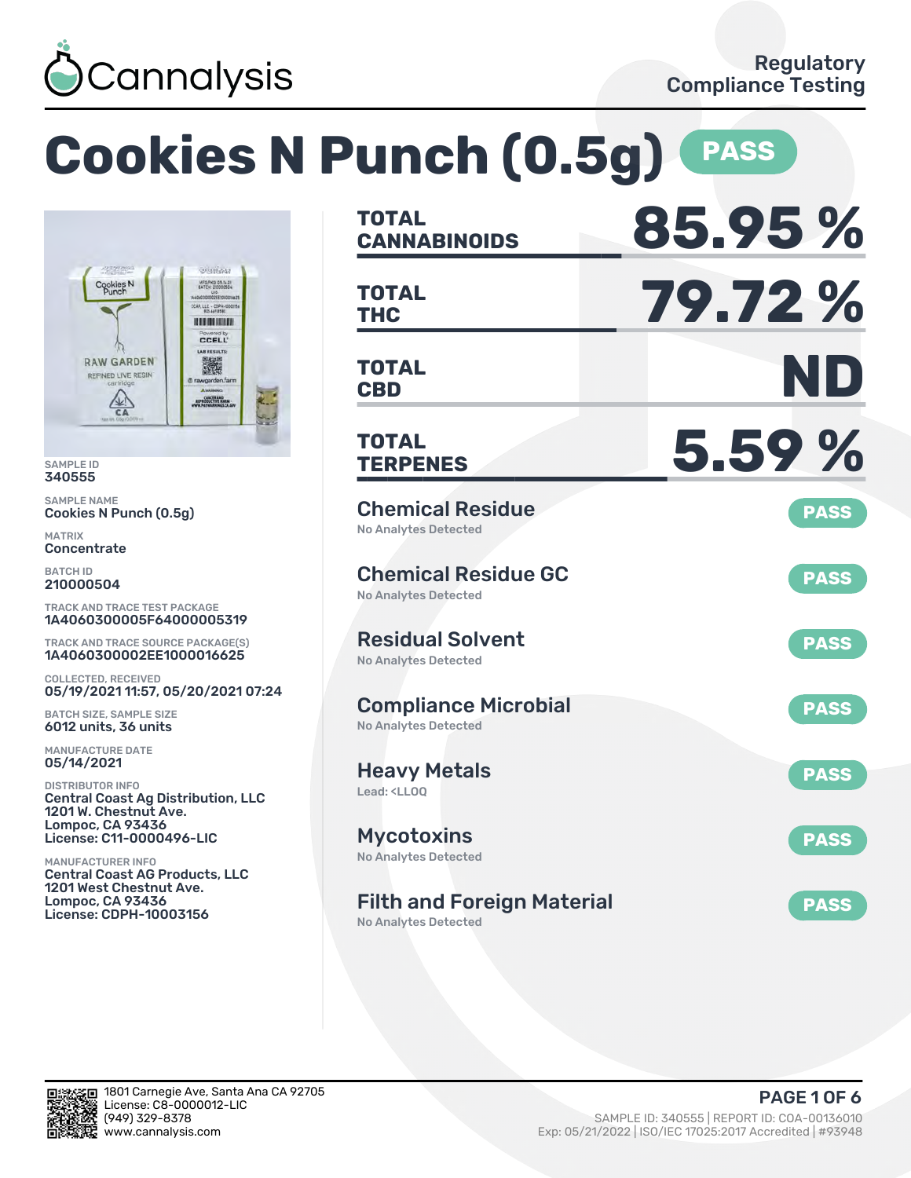Cannalysis

Regulatory Compliance Testing

# Cookies N Punch (0.5g) PASS

SAMPLE ID
340555

SAMPLE NAME
Cookies N Punch (0.5g)

MATRIX
Concentrate

BATCH ID
210000504

TRACK AND TRACE TEST PACKAGE
1A4060300005F64000005319

TRACK AND TRACE SOURCE PACKAGE(S)
1A4060300002EE1000016625

COLLECTED, RECEIVED
05/19/2021 11:57, 05/20/2021 07:24

BATCH SIZE, SAMPLE SIZE
6012 units, 36 units

MANUFACTURE DATE
05/14/2021

DISTRIBUTOR INFO
Central Coast Ag Distribution, LLC
1201 W. Chestnut Ave.
Lompoc, CA 93436
License: C11-0000496-LIC

MANUFACTURER INFO
Central Coast AG Products, LLC
1201 West Chestnut Ave.
Lompoc, CA 93436
License: CDPH-10003156

**TOTAL CANNABINOIDS** 85.95 %

**TOTAL THC** 79.72 %

**TOTAL CBD** ND

**TOTAL TERPENES** 5.59 %

## Chemical Residue — PASS
No Analytes Detected

## Chemical Residue GC — PASS
No Analytes Detected

## Residual Solvent — PASS
No Analytes Detected

## Compliance Microbial — PASS
No Analytes Detected

## Heavy Metals — PASS
Lead: <LLOQ

## Mycotoxins — PASS
No Analytes Detected

## Filth and Foreign Material — PASS
No Analytes Detected

1801 Carnegie Ave, Santa Ana CA 92705
License: C8-0000012-LIC
(949) 329-8378
www.cannalysis.com

SAMPLE ID: 340555 | REPORT ID: COA-00136010
Exp: 05/21/2022 | ISO/IEC 17025:2017 Accredited | #93948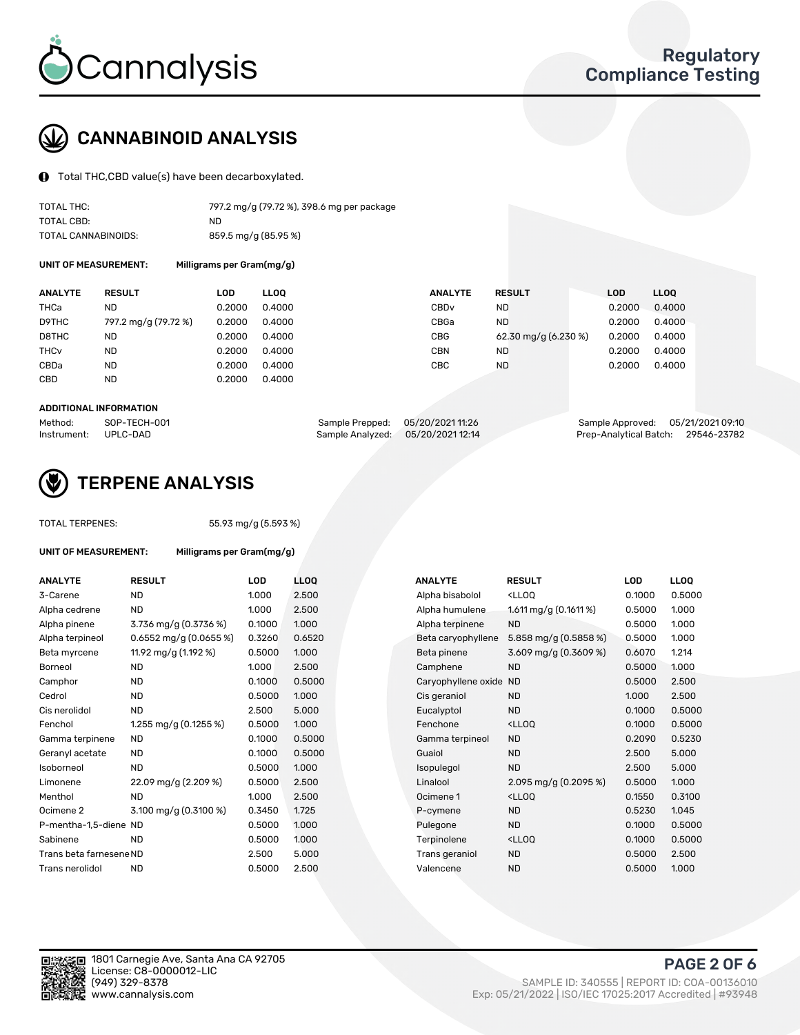# Cannalysis

## Regulatory Compliance Testing

## CANNABINOID ANALYSIS

Total THC,CBD value(s) have been decarboxylated.

| | |
|---|---|
| TOTAL THC: | 797.2 mg/g (79.72 %), 398.6 mg per package |
| TOTAL CBD: | ND |
| TOTAL CANNABINOIDS: | 859.5 mg/g (85.95 %) |

**UNIT OF MEASUREMENT:** Milligrams per Gram(mg/g)

| ANALYTE | RESULT | LOD | LLOQ | ANALYTE | RESULT | LOD | LLOQ |
|---|---|---|---|---|---|---|---|
| THCa | ND | 0.2000 | 0.4000 | CBDv | ND | 0.2000 | 0.4000 |
| D9THC | 797.2 mg/g (79.72 %) | 0.2000 | 0.4000 | CBGa | ND | 0.2000 | 0.4000 |
| D8THC | ND | 0.2000 | 0.4000 | CBG | 62.30 mg/g (6.230 %) | 0.2000 | 0.4000 |
| THCv | ND | 0.2000 | 0.4000 | CBN | ND | 0.2000 | 0.4000 |
| CBDa | ND | 0.2000 | 0.4000 | CBC | ND | 0.2000 | 0.4000 |
| CBD | ND | 0.2000 | 0.4000 | | | | |

### ADDITIONAL INFORMATION

| | | | | | |
|---|---|---|---|---|---|
| Method: | SOP-TECH-001 | Sample Prepped: | 05/20/2021 11:26 | Sample Approved: | 05/21/2021 09:10 |
| Instrument: | UPLC-DAD | Sample Analyzed: | 05/20/2021 12:14 | Prep-Analytical Batch: | 29546-23782 |

## TERPENE ANALYSIS

TOTAL TERPENES: 55.93 mg/g (5.593 %)

**UNIT OF MEASUREMENT:** Milligrams per Gram(mg/g)

| ANALYTE | RESULT | LOD | LLOQ | ANALYTE | RESULT | LOD | LLOQ |
|---|---|---|---|---|---|---|---|
| 3-Carene | ND | 1.000 | 2.500 | Alpha bisabolol | <LLOQ | 0.1000 | 0.5000 |
| Alpha cedrene | ND | 1.000 | 2.500 | Alpha humulene | 1.611 mg/g (0.1611 %) | 0.5000 | 1.000 |
| Alpha pinene | 3.736 mg/g (0.3736 %) | 0.1000 | 1.000 | Alpha terpinene | ND | 0.5000 | 1.000 |
| Alpha terpineol | 0.6552 mg/g (0.0655 %) | 0.3260 | 0.6520 | Beta caryophyllene | 5.858 mg/g (0.5858 %) | 0.5000 | 1.000 |
| Beta myrcene | 11.92 mg/g (1.192 %) | 0.5000 | 1.000 | Beta pinene | 3.609 mg/g (0.3609 %) | 0.6070 | 1.214 |
| Borneol | ND | 1.000 | 2.500 | Camphene | ND | 0.5000 | 1.000 |
| Camphor | ND | 0.1000 | 0.5000 | Caryophyllene oxide | ND | 0.5000 | 2.500 |
| Cedrol | ND | 0.5000 | 1.000 | Cis geraniol | ND | 1.000 | 2.500 |
| Cis nerolidol | ND | 2.500 | 5.000 | Eucalyptol | ND | 0.1000 | 0.5000 |
| Fenchol | 1.255 mg/g (0.1255 %) | 0.5000 | 1.000 | Fenchone | <LLOQ | 0.1000 | 0.5000 |
| Gamma terpinene | ND | 0.1000 | 0.5000 | Gamma terpineol | ND | 0.2090 | 0.5230 |
| Geranyl acetate | ND | 0.1000 | 0.5000 | Guaiol | ND | 2.500 | 5.000 |
| Isoborneol | ND | 0.5000 | 1.000 | Isopulegol | ND | 2.500 | 5.000 |
| Limonene | 22.09 mg/g (2.209 %) | 0.5000 | 2.500 | Linalool | 2.095 mg/g (0.2095 %) | 0.5000 | 1.000 |
| Menthol | ND | 1.000 | 2.500 | Ocimene 1 | <LLOQ | 0.1550 | 0.3100 |
| Ocimene 2 | 3.100 mg/g (0.3100 %) | 0.3450 | 1.725 | P-cymene | ND | 0.5230 | 1.045 |
| P-mentha-1,5-diene | ND | 0.5000 | 1.000 | Pulegone | ND | 0.1000 | 0.5000 |
| Sabinene | ND | 0.5000 | 1.000 | Terpinolene | <LLOQ | 0.1000 | 0.5000 |
| Trans beta farnesene | ND | 2.500 | 5.000 | Trans geraniol | ND | 0.5000 | 2.500 |
| Trans nerolidol | ND | 0.5000 | 2.500 | Valencene | ND | 0.5000 | 1.000 |

1801 Carnegie Ave, Santa Ana CA 92705
License: C8-0000012-LIC
(949) 329-8378
www.cannalysis.com

SAMPLE ID: 340555 | REPORT ID: COA-00136010
Exp: 05/21/2022 | ISO/IEC 17025:2017 Accredited | #93948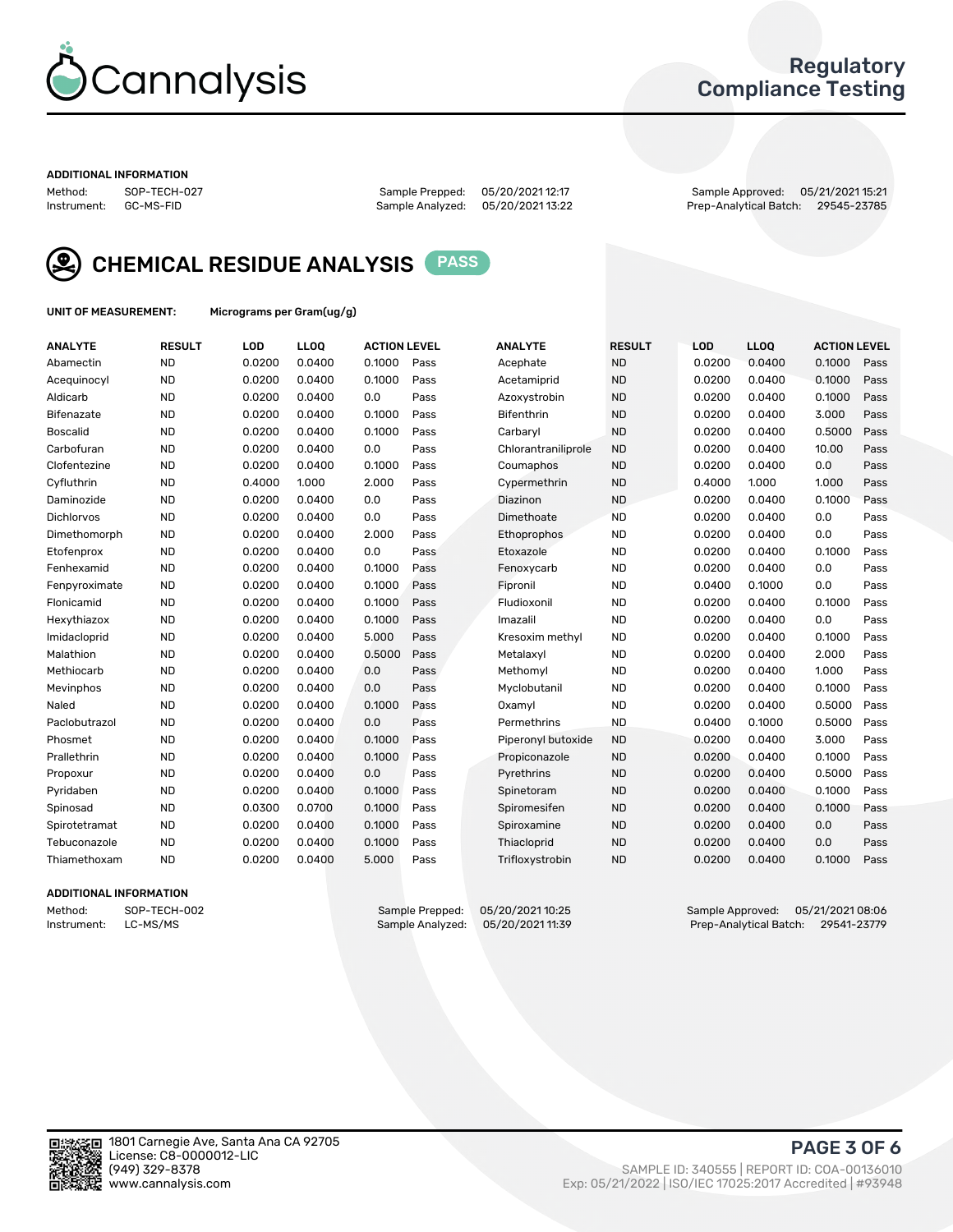# Cannalysis

## Regulatory Compliance Testing

### ADDITIONAL INFORMATION

Method: SOP-TECH-027 | Sample Prepped: 05/20/2021 12:17 | Sample Approved: 05/21/2021 15:21
Instrument: GC-MS-FID | Sample Analyzed: 05/20/2021 13:22 | Prep-Analytical Batch: 29545-23785

## CHEMICAL RESIDUE ANALYSIS PASS

**UNIT OF MEASUREMENT:** Micrograms per Gram(ug/g)

| ANALYTE | RESULT | LOD | LLOQ | ACTION LEVEL | | ANALYTE | RESULT | LOD | LLOQ | ACTION LEVEL | |
|---|---|---|---|---|---|---|---|---|---|---|---|
| Abamectin | ND | 0.0200 | 0.0400 | 0.1000 | Pass | Acephate | ND | 0.0200 | 0.0400 | 0.1000 | Pass |
| Acequinocyl | ND | 0.0200 | 0.0400 | 0.1000 | Pass | Acetamiprid | ND | 0.0200 | 0.0400 | 0.1000 | Pass |
| Aldicarb | ND | 0.0200 | 0.0400 | 0.0 | Pass | Azoxystrobin | ND | 0.0200 | 0.0400 | 0.1000 | Pass |
| Bifenazate | ND | 0.0200 | 0.0400 | 0.1000 | Pass | Bifenthrin | ND | 0.0200 | 0.0400 | 3.000 | Pass |
| Boscalid | ND | 0.0200 | 0.0400 | 0.1000 | Pass | Carbaryl | ND | 0.0200 | 0.0400 | 0.5000 | Pass |
| Carbofuran | ND | 0.0200 | 0.0400 | 0.0 | Pass | Chlorantraniliprole | ND | 0.0200 | 0.0400 | 10.00 | Pass |
| Clofentezine | ND | 0.0200 | 0.0400 | 0.1000 | Pass | Coumaphos | ND | 0.0200 | 0.0400 | 0.0 | Pass |
| Cyfluthrin | ND | 0.4000 | 1.000 | 2.000 | Pass | Cypermethrin | ND | 0.4000 | 1.000 | 1.000 | Pass |
| Daminozide | ND | 0.0200 | 0.0400 | 0.0 | Pass | Diazinon | ND | 0.0200 | 0.0400 | 0.1000 | Pass |
| Dichlorvos | ND | 0.0200 | 0.0400 | 0.0 | Pass | Dimethoate | ND | 0.0200 | 0.0400 | 0.0 | Pass |
| Dimethomorph | ND | 0.0200 | 0.0400 | 2.000 | Pass | Ethoprophos | ND | 0.0200 | 0.0400 | 0.0 | Pass |
| Etofenprox | ND | 0.0200 | 0.0400 | 0.0 | Pass | Etoxazole | ND | 0.0200 | 0.0400 | 0.1000 | Pass |
| Fenhexamid | ND | 0.0200 | 0.0400 | 0.1000 | Pass | Fenoxycarb | ND | 0.0200 | 0.0400 | 0.0 | Pass |
| Fenpyroximate | ND | 0.0200 | 0.0400 | 0.1000 | Pass | Fipronil | ND | 0.0400 | 0.1000 | 0.0 | Pass |
| Flonicamid | ND | 0.0200 | 0.0400 | 0.1000 | Pass | Fludioxonil | ND | 0.0200 | 0.0400 | 0.1000 | Pass |
| Hexythiazox | ND | 0.0200 | 0.0400 | 0.1000 | Pass | Imazalil | ND | 0.0200 | 0.0400 | 0.0 | Pass |
| Imidacloprid | ND | 0.0200 | 0.0400 | 5.000 | Pass | Kresoxim methyl | ND | 0.0200 | 0.0400 | 0.1000 | Pass |
| Malathion | ND | 0.0200 | 0.0400 | 0.5000 | Pass | Metalaxyl | ND | 0.0200 | 0.0400 | 2.000 | Pass |
| Methiocarb | ND | 0.0200 | 0.0400 | 0.0 | Pass | Methomyl | ND | 0.0200 | 0.0400 | 1.000 | Pass |
| Mevinphos | ND | 0.0200 | 0.0400 | 0.0 | Pass | Myclobutanil | ND | 0.0200 | 0.0400 | 0.1000 | Pass |
| Naled | ND | 0.0200 | 0.0400 | 0.1000 | Pass | Oxamyl | ND | 0.0200 | 0.0400 | 0.5000 | Pass |
| Paclobutrazol | ND | 0.0200 | 0.0400 | 0.0 | Pass | Permethrins | ND | 0.0400 | 0.1000 | 0.5000 | Pass |
| Phosmet | ND | 0.0200 | 0.0400 | 0.1000 | Pass | Piperonyl butoxide | ND | 0.0200 | 0.0400 | 3.000 | Pass |
| Prallethrin | ND | 0.0200 | 0.0400 | 0.1000 | Pass | Propiconazole | ND | 0.0200 | 0.0400 | 0.1000 | Pass |
| Propoxur | ND | 0.0200 | 0.0400 | 0.0 | Pass | Pyrethrins | ND | 0.0200 | 0.0400 | 0.5000 | Pass |
| Pyridaben | ND | 0.0200 | 0.0400 | 0.1000 | Pass | Spinetoram | ND | 0.0200 | 0.0400 | 0.1000 | Pass |
| Spinosad | ND | 0.0300 | 0.0700 | 0.1000 | Pass | Spiromesifen | ND | 0.0200 | 0.0400 | 0.1000 | Pass |
| Spirotetramat | ND | 0.0200 | 0.0400 | 0.1000 | Pass | Spiroxamine | ND | 0.0200 | 0.0400 | 0.0 | Pass |
| Tebuconazole | ND | 0.0200 | 0.0400 | 0.1000 | Pass | Thiacloprid | ND | 0.0200 | 0.0400 | 0.0 | Pass |
| Thiamethoxam | ND | 0.0200 | 0.0400 | 5.000 | Pass | Trifloxystrobin | ND | 0.0200 | 0.0400 | 0.1000 | Pass |

### ADDITIONAL INFORMATION

Method: SOP-TECH-002 | Sample Prepped: 05/20/2021 10:25 | Sample Approved: 05/21/2021 08:06
Instrument: LC-MS/MS | Sample Analyzed: 05/20/2021 11:39 | Prep-Analytical Batch: 29541-23779

1801 Carnegie Ave, Santa Ana CA 92705
License: C8-0000012-LIC
(949) 329-8378
www.cannalysis.com

SAMPLE ID: 340555 | REPORT ID: COA-00136010
Exp: 05/21/2022 | ISO/IEC 17025:2017 Accredited | #93948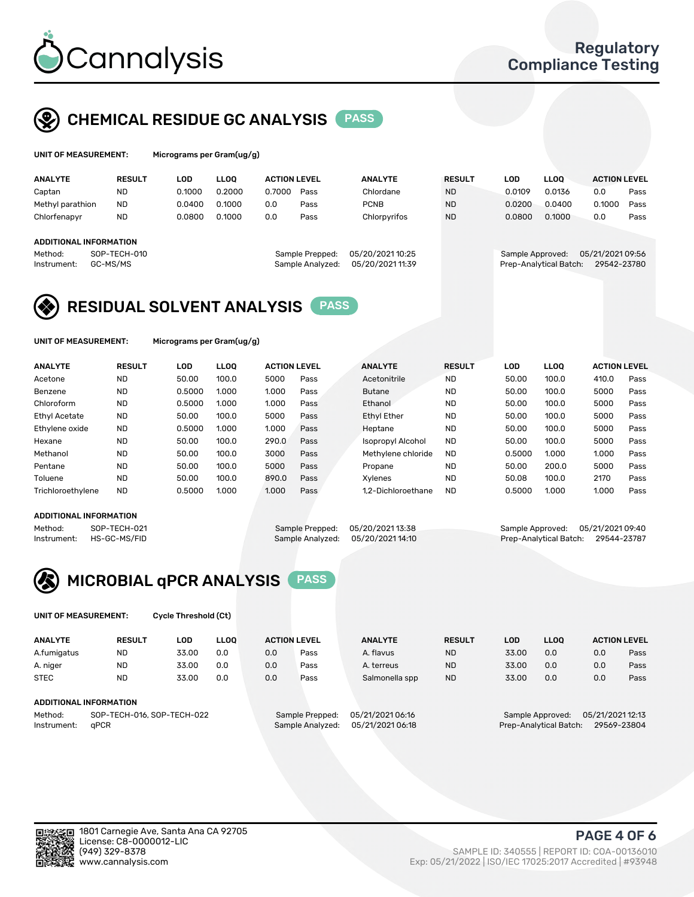Cannalysis

Regulatory Compliance Testing

## CHEMICAL RESIDUE GC ANALYSIS PASS

**UNIT OF MEASUREMENT:** Micrograms per Gram(ug/g)

| ANALYTE | RESULT | LOD | LLOQ | ACTION LEVEL | | ANALYTE | RESULT | LOD | LLOQ | ACTION LEVEL | |
|---|---|---|---|---|---|---|---|---|---|---|---|
| Captan | ND | 0.1000 | 0.2000 | 0.7000 | Pass | Chlordane | ND | 0.0109 | 0.0136 | 0.0 | Pass |
| Methyl parathion | ND | 0.0400 | 0.1000 | 0.0 | Pass | PCNB | ND | 0.0200 | 0.0400 | 0.1000 | Pass |
| Chlorfenapyr | ND | 0.0800 | 0.1000 | 0.0 | Pass | Chlorpyrifos | ND | 0.0800 | 0.1000 | 0.0 | Pass |

**ADDITIONAL INFORMATION**

Method: SOP-TECH-010
Instrument: GC-MS/MS
Sample Prepped: 05/20/2021 10:25
Sample Analyzed: 05/20/2021 11:39
Sample Approved: 05/21/2021 09:56
Prep-Analytical Batch: 29542-23780

## RESIDUAL SOLVENT ANALYSIS PASS

**UNIT OF MEASUREMENT:** Micrograms per Gram(ug/g)

| ANALYTE | RESULT | LOD | LLOQ | ACTION LEVEL | | ANALYTE | RESULT | LOD | LLOQ | ACTION LEVEL | |
|---|---|---|---|---|---|---|---|---|---|---|---|
| Acetone | ND | 50.00 | 100.0 | 5000 | Pass | Acetonitrile | ND | 50.00 | 100.0 | 410.0 | Pass |
| Benzene | ND | 0.5000 | 1.000 | 1.000 | Pass | Butane | ND | 50.00 | 100.0 | 5000 | Pass |
| Chloroform | ND | 0.5000 | 1.000 | 1.000 | Pass | Ethanol | ND | 50.00 | 100.0 | 5000 | Pass |
| Ethyl Acetate | ND | 50.00 | 100.0 | 5000 | Pass | Ethyl Ether | ND | 50.00 | 100.0 | 5000 | Pass |
| Ethylene oxide | ND | 0.5000 | 1.000 | 1.000 | Pass | Heptane | ND | 50.00 | 100.0 | 5000 | Pass |
| Hexane | ND | 50.00 | 100.0 | 290.0 | Pass | Isopropyl Alcohol | ND | 50.00 | 100.0 | 5000 | Pass |
| Methanol | ND | 50.00 | 100.0 | 3000 | Pass | Methylene chloride | ND | 0.5000 | 1.000 | 1.000 | Pass |
| Pentane | ND | 50.00 | 100.0 | 5000 | Pass | Propane | ND | 50.00 | 200.0 | 5000 | Pass |
| Toluene | ND | 50.00 | 100.0 | 890.0 | Pass | Xylenes | ND | 50.08 | 100.0 | 2170 | Pass |
| Trichloroethylene | ND | 0.5000 | 1.000 | 1.000 | Pass | 1,2-Dichloroethane | ND | 0.5000 | 1.000 | 1.000 | Pass |

**ADDITIONAL INFORMATION**

Method: SOP-TECH-021
Instrument: HS-GC-MS/FID
Sample Prepped: 05/20/2021 13:38
Sample Analyzed: 05/20/2021 14:10
Sample Approved: 05/21/2021 09:40
Prep-Analytical Batch: 29544-23787

## MICROBIAL qPCR ANALYSIS PASS

**UNIT OF MEASUREMENT:** Cycle Threshold (Ct)

| ANALYTE | RESULT | LOD | LLOQ | ACTION LEVEL | | ANALYTE | RESULT | LOD | LLOQ | ACTION LEVEL | |
|---|---|---|---|---|---|---|---|---|---|---|---|
| A.fumigatus | ND | 33.00 | 0.0 | 0.0 | Pass | A. flavus | ND | 33.00 | 0.0 | 0.0 | Pass |
| A. niger | ND | 33.00 | 0.0 | 0.0 | Pass | A. terreus | ND | 33.00 | 0.0 | 0.0 | Pass |
| STEC | ND | 33.00 | 0.0 | 0.0 | Pass | Salmonella spp | ND | 33.00 | 0.0 | 0.0 | Pass |

**ADDITIONAL INFORMATION**

Method: SOP-TECH-016, SOP-TECH-022
Instrument: qPCR
Sample Prepped: 05/21/2021 06:16
Sample Analyzed: 05/21/2021 06:18
Sample Approved: 05/21/2021 12:13
Prep-Analytical Batch: 29569-23804

1801 Carnegie Ave, Santa Ana CA 92705
License: C8-0000012-LIC
(949) 329-8378
www.cannalysis.com

SAMPLE ID: 340555 | REPORT ID: COA-00136010
Exp: 05/21/2022 | ISO/IEC 17025:2017 Accredited | #93948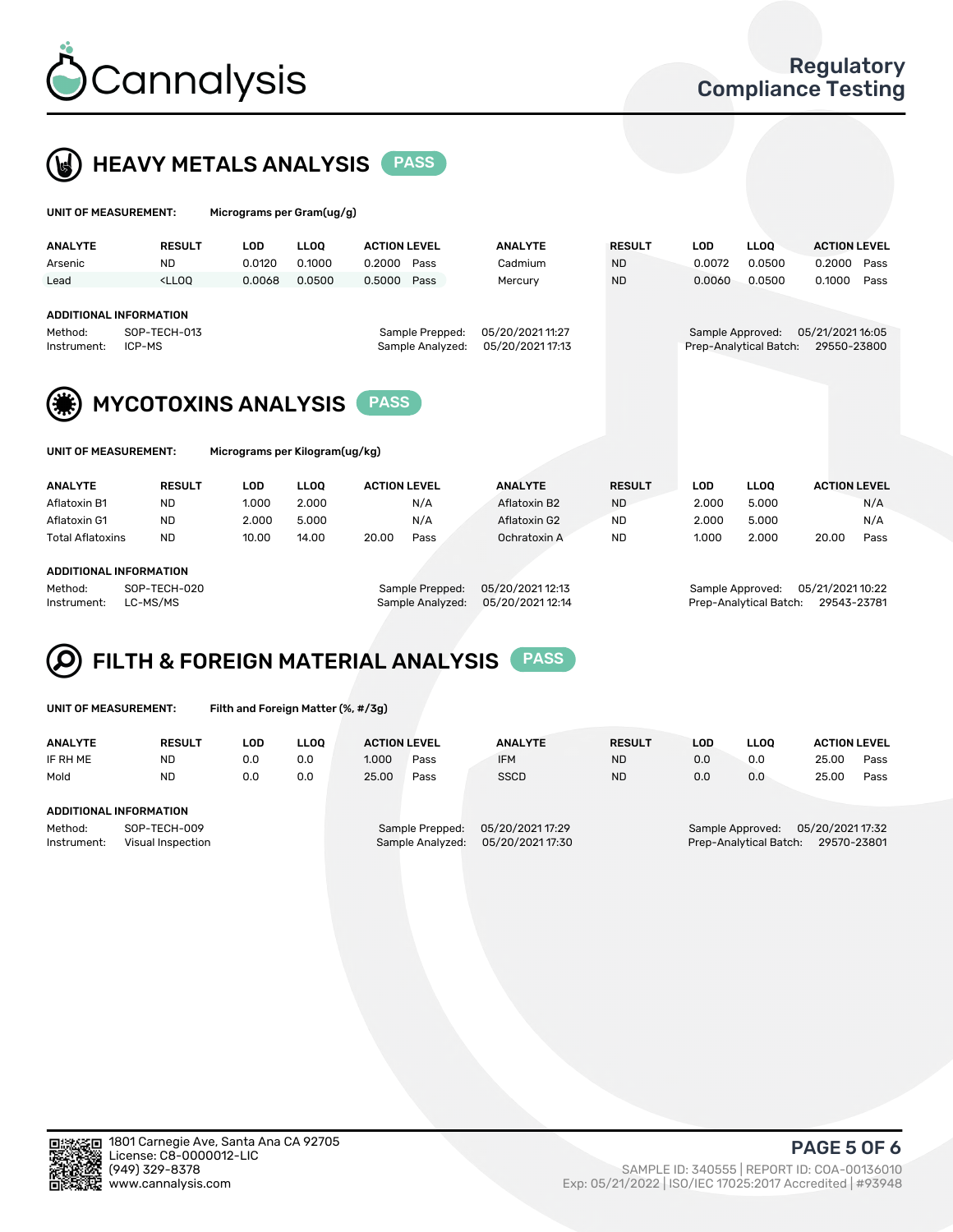# Cannalysis

Regulatory Compliance Testing

## HEAVY METALS ANALYSIS PASS

**UNIT OF MEASUREMENT:** Micrograms per Gram(ug/g)

| ANALYTE | RESULT | LOD | LLOQ | ACTION LEVEL | | ANALYTE | RESULT | LOD | LLOQ | ACTION LEVEL | |
|---|---|---|---|---|---|---|---|---|---|---|---|
| Arsenic | ND | 0.0120 | 0.1000 | 0.2000 | Pass | Cadmium | ND | 0.0072 | 0.0500 | 0.2000 | Pass |
| Lead | <LLOQ | 0.0068 | 0.0500 | 0.5000 | Pass | Mercury | ND | 0.0060 | 0.0500 | 0.1000 | Pass |

**ADDITIONAL INFORMATION**

| | | | | | |
|---|---|---|---|---|---|
| Method: | SOP-TECH-013 | Sample Prepped: | 05/20/2021 11:27 | Sample Approved: | 05/21/2021 16:05 |
| Instrument: | ICP-MS | Sample Analyzed: | 05/20/2021 17:13 | Prep-Analytical Batch: | 29550-23800 |

## MYCOTOXINS ANALYSIS PASS

**UNIT OF MEASUREMENT:** Micrograms per Kilogram(ug/kg)

| ANALYTE | RESULT | LOD | LLOQ | ACTION LEVEL | | ANALYTE | RESULT | LOD | LLOQ | ACTION LEVEL | |
|---|---|---|---|---|---|---|---|---|---|---|---|
| Aflatoxin B1 | ND | 1.000 | 2.000 | | N/A | Aflatoxin B2 | ND | 2.000 | 5.000 | | N/A |
| Aflatoxin G1 | ND | 2.000 | 5.000 | | N/A | Aflatoxin G2 | ND | 2.000 | 5.000 | | N/A |
| Total Aflatoxins | ND | 10.00 | 14.00 | 20.00 | Pass | Ochratoxin A | ND | 1.000 | 2.000 | 20.00 | Pass |

**ADDITIONAL INFORMATION**

| | | | | | |
|---|---|---|---|---|---|
| Method: | SOP-TECH-020 | Sample Prepped: | 05/20/2021 12:13 | Sample Approved: | 05/21/2021 10:22 |
| Instrument: | LC-MS/MS | Sample Analyzed: | 05/20/2021 12:14 | Prep-Analytical Batch: | 29543-23781 |

## FILTH & FOREIGN MATERIAL ANALYSIS PASS

**UNIT OF MEASUREMENT:** Filth and Foreign Matter (%, #/3g)

| ANALYTE | RESULT | LOD | LLOQ | ACTION LEVEL | | ANALYTE | RESULT | LOD | LLOQ | ACTION LEVEL | |
|---|---|---|---|---|---|---|---|---|---|---|---|
| IF RH ME | ND | 0.0 | 0.0 | 1.000 | Pass | IFM | ND | 0.0 | 0.0 | 25.00 | Pass |
| Mold | ND | 0.0 | 0.0 | 25.00 | Pass | SSCD | ND | 0.0 | 0.0 | 25.00 | Pass |

**ADDITIONAL INFORMATION**

| | | | | | |
|---|---|---|---|---|---|
| Method: | SOP-TECH-009 | Sample Prepped: | 05/20/2021 17:29 | Sample Approved: | 05/20/2021 17:32 |
| Instrument: | Visual Inspection | Sample Analyzed: | 05/20/2021 17:30 | Prep-Analytical Batch: | 29570-23801 |

1801 Carnegie Ave, Santa Ana CA 92705
License: C8-0000012-LIC
(949) 329-8378
www.cannalysis.com

SAMPLE ID: 340555 | REPORT ID: COA-00136010
Exp: 05/21/2022 | ISO/IEC 17025:2017 Accredited | #93948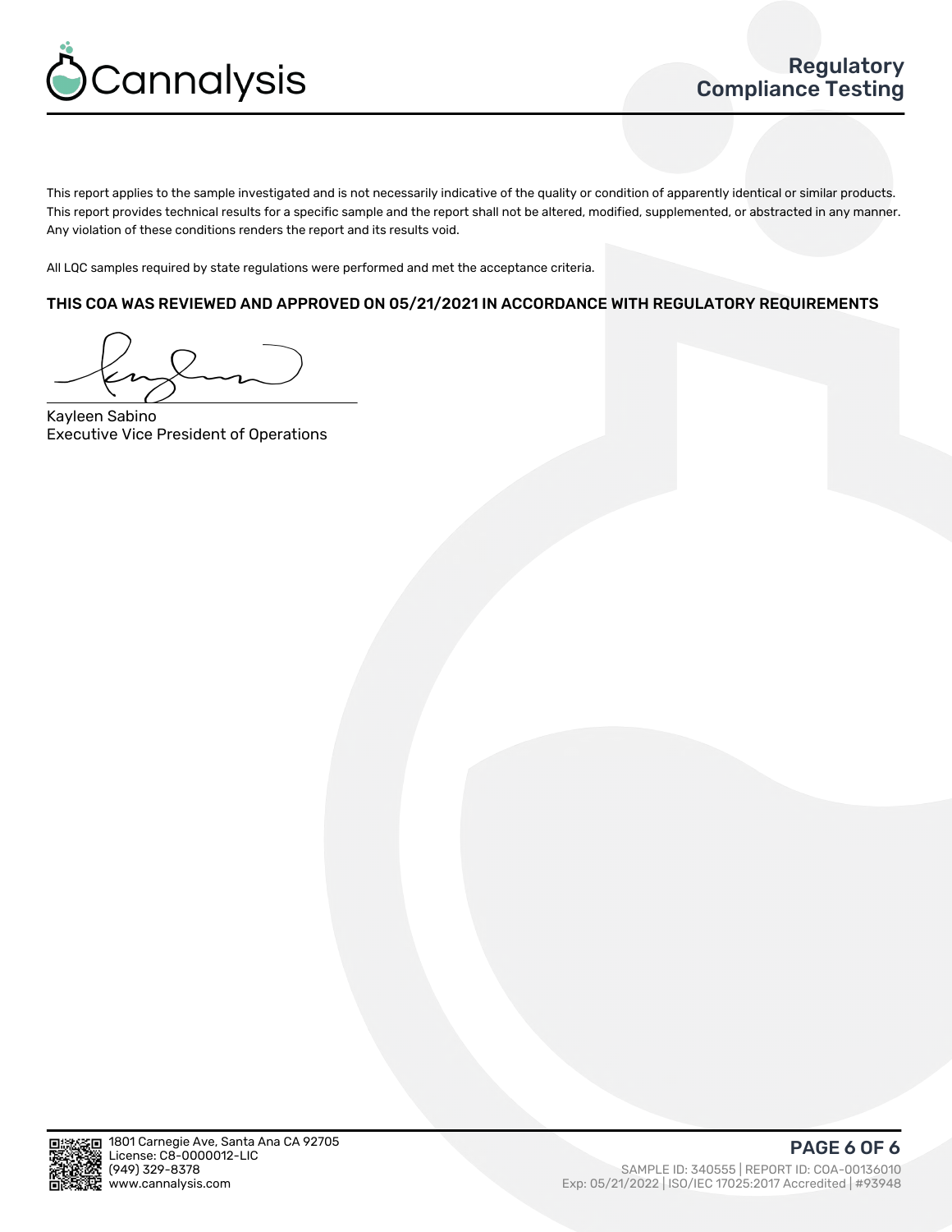This report applies to the sample investigated and is not necessarily indicative of the quality or condition of apparently identical or similar products. This report provides technical results for a specific sample and the report shall not be altered, modified, supplemented, or abstracted in any manner. Any violation of these conditions renders the report and its results void.

All LQC samples required by state regulations were performed and met the acceptance criteria.

**THIS COA WAS REVIEWED AND APPROVED ON 05/21/2021 IN ACCORDANCE WITH REGULATORY REQUIREMENTS**

Kayleen Sabino
Executive Vice President of Operations